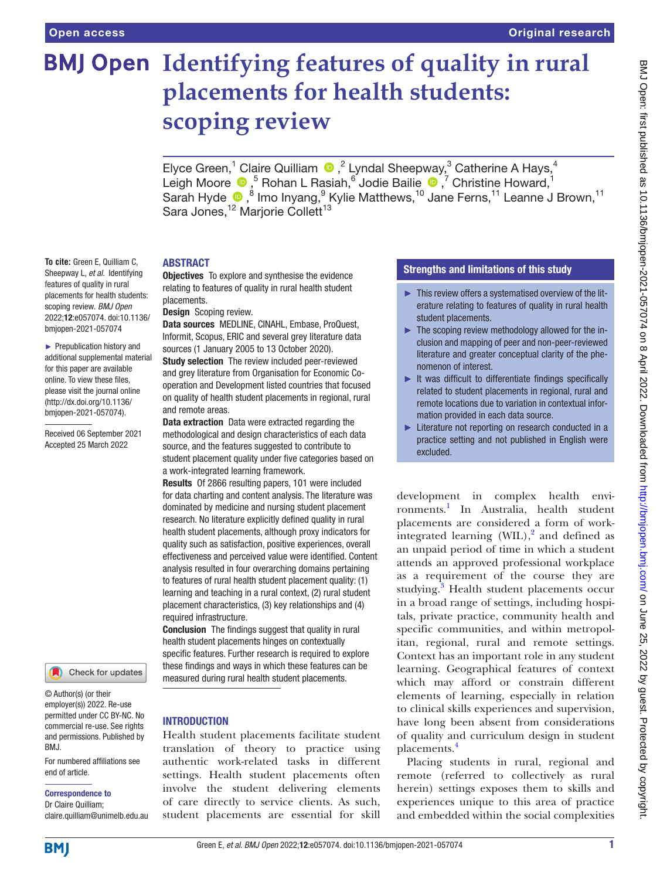Open access

Original research

# Identifying features of quality in rural placements for health students: scoping review

Elyce Green,[1] Claire Quilliam,[2] Lyndal Sheepway,[3] Catherine A Hays,[4] Leigh Moore,[5] Rohan L Rasiah,[6] Jodie Bailie,[7] Christine Howard,[1] Sarah Hyde,[8] Imo Inyang,[9] Kylie Matthews,[10] Jane Ferns,[11] Leanne J Brown,[11] Sara Jones,[12] Marjorie Collett[13]

**To cite:** Green E, Quilliam C, Sheepway L, *et al*. Identifying features of quality in rural placements for health students: scoping review. *BMJ Open* 2022;**12**:e057074. doi:10.1136/bmjopen-2021-057074

► Prepublication history and additional supplemental material for this paper are available online. To view these files, please visit the journal online (http://dx.doi.org/10.1136/bmjopen-2021-057074).

Received 06 September 2021
Accepted 25 March 2022

© Author(s) (or their employer(s)) 2022. Re-use permitted under CC BY-NC. No commercial re-use. See rights and permissions. Published by BMJ.

For numbered affiliations see end of article.

**Correspondence to**
Dr Claire Quilliam;
claire.quilliam@unimelb.edu.au

## ABSTRACT

**Objectives** To explore and synthesise the evidence relating to features of quality in rural health student placements.

**Design** Scoping review.

**Data sources** MEDLINE, CINAHL, Embase, ProQuest, Informit, Scopus, ERIC and several grey literature data sources (1 January 2005 to 13 October 2020).

**Study selection** The review included peer-reviewed and grey literature from Organisation for Economic Co-operation and Development listed countries that focused on quality of health student placements in regional, rural and remote areas.

**Data extraction** Data were extracted regarding the methodological and design characteristics of each data source, and the features suggested to contribute to student placement quality under five categories based on a work-integrated learning framework.

**Results** Of 2866 resulting papers, 101 were included for data charting and content analysis. The literature was dominated by medicine and nursing student placement research. No literature explicitly defined quality in rural health student placements, although proxy indicators for quality such as satisfaction, positive experiences, overall effectiveness and perceived value were identified. Content analysis resulted in four overarching domains pertaining to features of rural health student placement quality: (1) learning and teaching in a rural context, (2) rural student placement characteristics, (3) key relationships and (4) required infrastructure.

**Conclusion** The findings suggest that quality in rural health student placements hinges on contextually specific features. Further research is required to explore these findings and ways in which these features can be measured during rural health student placements.

## Strengths and limitations of this study

- ► This review offers a systematised overview of the literature relating to features of quality in rural health student placements.
- ► The scoping review methodology allowed for the inclusion and mapping of peer and non-peer-reviewed literature and greater conceptual clarity of the phenomenon of interest.
- ► It was difficult to differentiate findings specifically related to student placements in regional, rural and remote locations due to variation in contextual information provided in each data source.
- ► Literature not reporting on research conducted in a practice setting and not published in English were excluded.

## INTRODUCTION

Health student placements facilitate student translation of theory to practice using authentic work-related tasks in different settings. Health student placements often involve the student delivering elements of care directly to service clients. As such, student placements are essential for skill development in complex health environments.[1] In Australia, health student placements are considered a form of work-integrated learning (WIL),[2] and defined as an unpaid period of time in which a student attends an approved professional workplace as a requirement of the course they are studying.[3] Health student placements occur in a broad range of settings, including hospitals, private practice, community health and specific communities, and within metropolitan, regional, rural and remote settings. Context has an important role in any student learning. Geographical features of context which may afford or constrain different elements of learning, especially in relation to clinical skills experiences and supervision, have long been absent from considerations of quality and curriculum design in student placements.[4]

Placing students in rural, regional and remote (referred to collectively as rural herein) settings exposes them to skills and experiences unique to this area of practice and embedded within the social complexities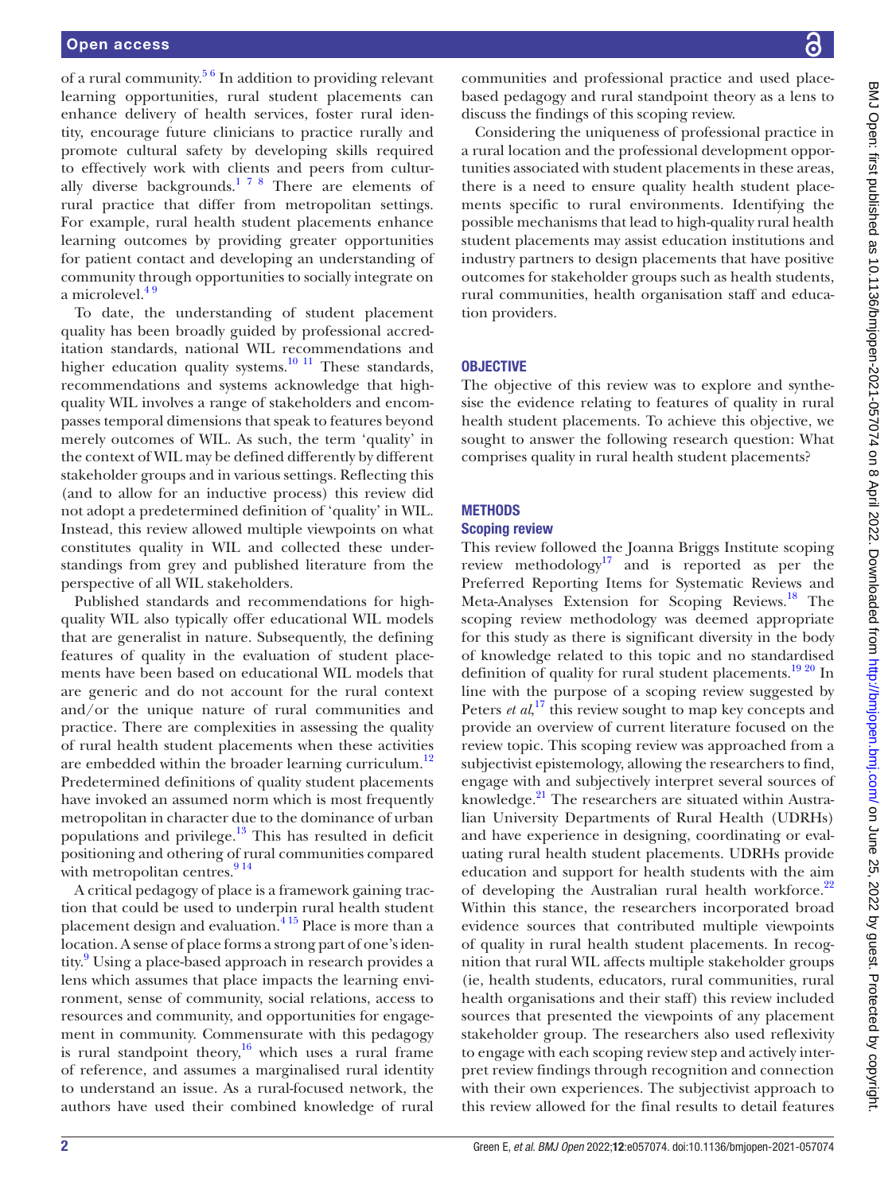of a rural community.[5,6] In addition to providing relevant learning opportunities, rural student placements can enhance delivery of health services, foster rural identity, encourage future clinicians to practice rurally and promote cultural safety by developing skills required to effectively work with clients and peers from culturally diverse backgrounds.[1,7,8] There are elements of rural practice that differ from metropolitan settings. For example, rural health student placements enhance learning outcomes by providing greater opportunities for patient contact and developing an understanding of community through opportunities to socially integrate on a microlevel.[4,9]

To date, the understanding of student placement quality has been broadly guided by professional accreditation standards, national WIL recommendations and higher education quality systems.[10,11] These standards, recommendations and systems acknowledge that high-quality WIL involves a range of stakeholders and encompasses temporal dimensions that speak to features beyond merely outcomes of WIL. As such, the term 'quality' in the context of WIL may be defined differently by different stakeholder groups and in various settings. Reflecting this (and to allow for an inductive process) this review did not adopt a predetermined definition of 'quality' in WIL. Instead, this review allowed multiple viewpoints on what constitutes quality in WIL and collected these understandings from grey and published literature from the perspective of all WIL stakeholders.

Published standards and recommendations for high-quality WIL also typically offer educational WIL models that are generalist in nature. Subsequently, the defining features of quality in the evaluation of student placements have been based on educational WIL models that are generic and do not account for the rural context and/or the unique nature of rural communities and practice. There are complexities in assessing the quality of rural health student placements when these activities are embedded within the broader learning curriculum.[12] Predetermined definitions of quality student placements have invoked an assumed norm which is most frequently metropolitan in character due to the dominance of urban populations and privilege.[13] This has resulted in deficit positioning and othering of rural communities compared with metropolitan centres.[9,14]

A critical pedagogy of place is a framework gaining traction that could be used to underpin rural health student placement design and evaluation.[4,15] Place is more than a location. A sense of place forms a strong part of one's identity.[9] Using a place-based approach in research provides a lens which assumes that place impacts the learning environment, sense of community, social relations, access to resources and community, and opportunities for engagement in community. Commensurate with this pedagogy is rural standpoint theory,[16] which uses a rural frame of reference, and assumes a marginalised rural identity to understand an issue. As a rural-focused network, the authors have used their combined knowledge of rural communities and professional practice and used place-based pedagogy and rural standpoint theory as a lens to discuss the findings of this scoping review.

Considering the uniqueness of professional practice in a rural location and the professional development opportunities associated with student placements in these areas, there is a need to ensure quality health student placements specific to rural environments. Identifying the possible mechanisms that lead to high-quality rural health student placements may assist education institutions and industry partners to design placements that have positive outcomes for stakeholder groups such as health students, rural communities, health organisation staff and education providers.

## OBJECTIVE

The objective of this review was to explore and synthesise the evidence relating to features of quality in rural health student placements. To achieve this objective, we sought to answer the following research question: What comprises quality in rural health student placements?

## METHODS

### Scoping review

This review followed the Joanna Briggs Institute scoping review methodology[17] and is reported as per the Preferred Reporting Items for Systematic Reviews and Meta-Analyses Extension for Scoping Reviews.[18] The scoping review methodology was deemed appropriate for this study as there is significant diversity in the body of knowledge related to this topic and no standardised definition of quality for rural student placements.[19,20] In line with the purpose of a scoping review suggested by Peters *et al*,[17] this review sought to map key concepts and provide an overview of current literature focused on the review topic. This scoping review was approached from a subjectivist epistemology, allowing the researchers to find, engage with and subjectively interpret several sources of knowledge.[21] The researchers are situated within Australian University Departments of Rural Health (UDRHs) and have experience in designing, coordinating or evaluating rural health student placements. UDRHs provide education and support for health students with the aim of developing the Australian rural health workforce.[22] Within this stance, the researchers incorporated broad evidence sources that contributed multiple viewpoints of quality in rural health student placements. In recognition that rural WIL affects multiple stakeholder groups (ie, health students, educators, rural communities, rural health organisations and their staff) this review included sources that presented the viewpoints of any placement stakeholder group. The researchers also used reflexivity to engage with each scoping review step and actively interpret review findings through recognition and connection with their own experiences. The subjectivist approach to this review allowed for the final results to detail features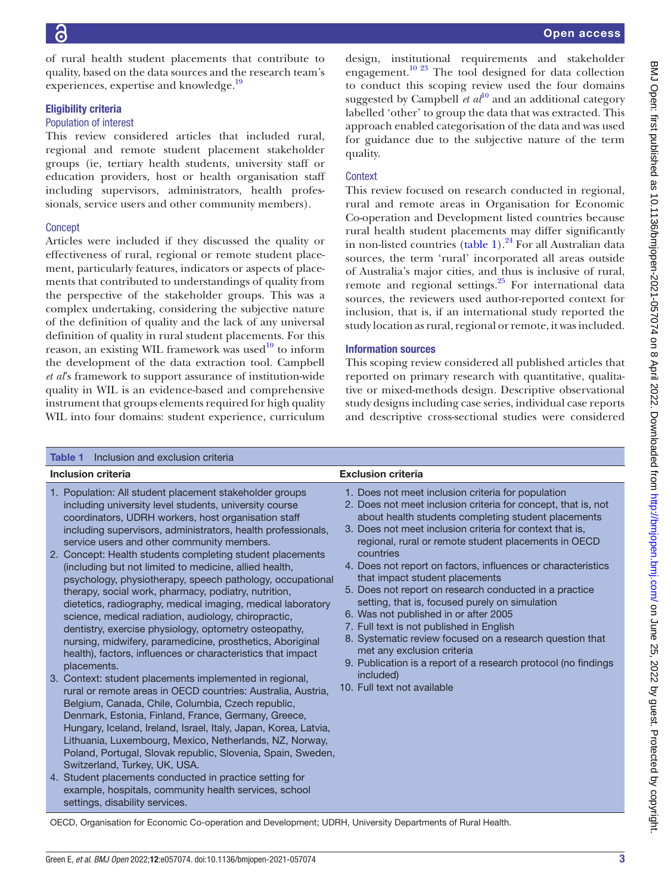of rural health student placements that contribute to quality, based on the data sources and the research team's experiences, expertise and knowledge.[19]

## Eligibility criteria

### Population of interest

This review considered articles that included rural, regional and remote student placement stakeholder groups (ie, tertiary health students, university staff or education providers, host or health organisation staff including supervisors, administrators, health professionals, service users and other community members).

### Concept

Articles were included if they discussed the quality or effectiveness of rural, regional or remote student placement, particularly features, indicators or aspects of placements that contributed to understandings of quality from the perspective of the stakeholder groups. This was a complex undertaking, considering the subjective nature of the definition of quality and the lack of any universal definition of quality in rural student placements. For this reason, an existing WIL framework was used[10] to inform the development of the data extraction tool. Campbell *et al*'s framework to support assurance of institution-wide quality in WIL is an evidence-based and comprehensive instrument that groups elements required for high quality WIL into four domains: student experience, curriculum design, institutional requirements and stakeholder engagement.[10 23] The tool designed for data collection to conduct this scoping review used the four domains suggested by Campbell *et al*[10] and an additional category labelled 'other' to group the data that was extracted. This approach enabled categorisation of the data and was used for guidance due to the subjective nature of the term quality.

### Context

This review focused on research conducted in regional, rural and remote areas in Organisation for Economic Co-operation and Development listed countries because rural health student placements may differ significantly in non-listed countries (table 1).[24] For all Australian data sources, the term 'rural' incorporated all areas outside of Australia's major cities, and thus is inclusive of rural, remote and regional settings.[25] For international data sources, the reviewers used author-reported context for inclusion, that is, if an international study reported the study location as rural, regional or remote, it was included.

## Information sources

This scoping review considered all published articles that reported on primary research with quantitative, qualitative or mixed-methods design. Descriptive observational study designs including case series, individual case reports and descriptive cross-sectional studies were considered

**Table 1** Inclusion and exclusion criteria

| Inclusion criteria | Exclusion criteria |
|---|---|
| 1. Population: All student placement stakeholder groups including university level students, university course coordinators, UDRH workers, host organisation staff including supervisors, administrators, health professionals, service users and other community members.<br>2. Concept: Health students completing student placements (including but not limited to medicine, allied health, psychology, physiotherapy, speech pathology, occupational therapy, social work, pharmacy, podiatry, nutrition, dietetics, radiography, medical imaging, medical laboratory science, medical radiation, audiology, chiropractic, dentistry, exercise physiology, optometry osteopathy, nursing, midwifery, paramedicine, prosthetics, Aboriginal health), factors, influences or characteristics that impact placements.<br>3. Context: student placements implemented in regional, rural or remote areas in OECD countries: Australia, Austria, Belgium, Canada, Chile, Columbia, Czech republic, Denmark, Estonia, Finland, France, Germany, Greece, Hungary, Iceland, Ireland, Israel, Italy, Japan, Korea, Latvia, Lithuania, Luxembourg, Mexico, Netherlands, NZ, Norway, Poland, Portugal, Slovak republic, Slovenia, Spain, Sweden, Switzerland, Turkey, UK, USA.<br>4. Student placements conducted in practice setting for example, hospitals, community health services, school settings, disability services. | 1. Does not meet inclusion criteria for population<br>2. Does not meet inclusion criteria for concept, that is, not about health students completing student placements<br>3. Does not meet inclusion criteria for context that is, regional, rural or remote student placements in OECD countries<br>4. Does not report on factors, influences or characteristics that impact student placements<br>5. Does not report on research conducted in a practice setting, that is, focused purely on simulation<br>6. Was not published in or after 2005<br>7. Full text is not published in English<br>8. Systematic review focused on a research question that met any exclusion criteria<br>9. Publication is a report of a research protocol (no findings included)<br>10. Full text not available |

OECD, Organisation for Economic Co-operation and Development; UDRH, University Departments of Rural Health.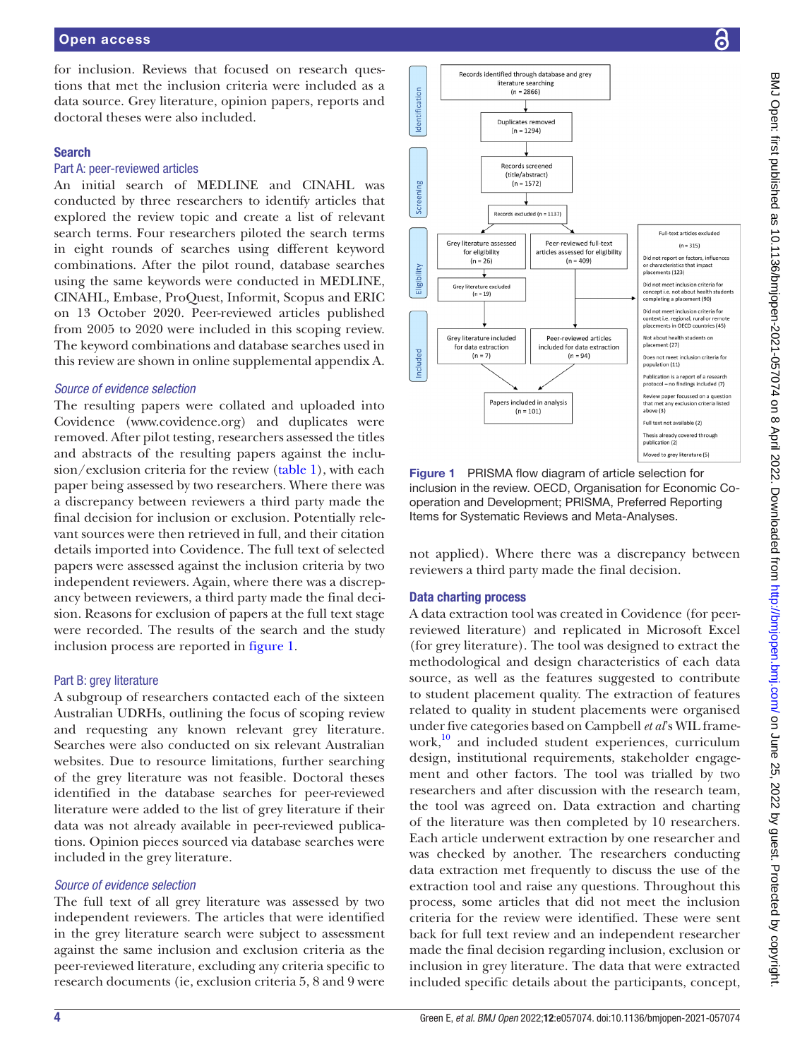for inclusion. Reviews that focused on research questions that met the inclusion criteria were included as a data source. Grey literature, opinion papers, reports and doctoral theses were also included.

## Search

### Part A: peer-reviewed articles

An initial search of MEDLINE and CINAHL was conducted by three researchers to identify articles that explored the review topic and create a list of relevant search terms. Four researchers piloted the search terms in eight rounds of searches using different keyword combinations. After the pilot round, database searches using the same keywords were conducted in MEDLINE, CINAHL, Embase, ProQuest, Informit, Scopus and ERIC on 13 October 2020. Peer-reviewed articles published from 2005 to 2020 were included in this scoping review. The keyword combinations and database searches used in this review are shown in online supplemental appendix A.

#### *Source of evidence selection*

The resulting papers were collated and uploaded into Covidence (www.covidence.org) and duplicates were removed. After pilot testing, researchers assessed the titles and abstracts of the resulting papers against the inclusion/exclusion criteria for the review (table 1), with each paper being assessed by two researchers. Where there was a discrepancy between reviewers a third party made the final decision for inclusion or exclusion. Potentially relevant sources were then retrieved in full, and their citation details imported into Covidence. The full text of selected papers were assessed against the inclusion criteria by two independent reviewers. Again, where there was a discrepancy between reviewers, a third party made the final decision. Reasons for exclusion of papers at the full text stage were recorded. The results of the search and the study inclusion process are reported in figure 1.

### Part B: grey literature

A subgroup of researchers contacted each of the sixteen Australian UDRHs, outlining the focus of scoping review and requesting any known relevant grey literature. Searches were also conducted on six relevant Australian websites. Due to resource limitations, further searching of the grey literature was not feasible. Doctoral theses identified in the database searches for peer-reviewed literature were added to the list of grey literature if their data was not already available in peer-reviewed publications. Opinion pieces sourced via database searches were included in the grey literature.

#### *Source of evidence selection*

The full text of all grey literature was assessed by two independent reviewers. The articles that were identified in the grey literature search were subject to assessment against the same inclusion and exclusion criteria as the peer-reviewed literature, excluding any criteria specific to research documents (ie, exclusion criteria 5, 8 and 9 were not applied). Where there was a discrepancy between reviewers a third party made the final decision.

**Identification**
- Records identified through database and grey literature searching (n = 2866)
- Duplicates removed (n = 1294)

**Screening**
- Records screened (title/abstract) (n = 1572)
- Records excluded (n = 1137)

**Eligibility**
- Grey literature assessed for eligibility (n = 26)
- Peer-reviewed full-text articles assessed for eligibility (n = 409)
- Grey literature excluded (n = 19)
- Full-text articles excluded (n = 315)
  - Did not report on factors, influences or characteristics that impact placements (123)
  - Did not meet inclusion criteria for concept i.e. not about health students completing a placement (90)
  - Did not meet inclusion criteria for context i.e. regional, rural or remote placements in OECD countries (45)
  - Not about health students on placement (27)
  - Does not meet inclusion criteria for population (11)
  - Publication is a report of a research protocol – no findings included (7)
  - Review paper focussed on a question that met any exclusion criteria listed above (3)
  - Full text not available (2)
  - Thesis already covered through publication (2)
  - Moved to grey literature (5)

**Included**
- Grey literature included for data extraction (n = 7)
- Peer-reviewed articles included for data extraction (n = 94)
- Papers included in analysis (n = 101)

**Figure 1** PRISMA flow diagram of article selection for inclusion in the review. OECD, Organisation for Economic Co-operation and Development; PRISMA, Preferred Reporting Items for Systematic Reviews and Meta-Analyses.

### Data charting process

A data extraction tool was created in Covidence (for peer-reviewed literature) and replicated in Microsoft Excel (for grey literature). The tool was designed to extract the methodological and design characteristics of each data source, as well as the features suggested to contribute to student placement quality. The extraction of features related to quality in student placements were organised under five categories based on Campbell *et al*'s WIL framework,[10] and included student experiences, curriculum design, institutional requirements, stakeholder engagement and other factors. The tool was trialled by two researchers and after discussion with the research team, the tool was agreed on. Data extraction and charting of the literature was then completed by 10 researchers. Each article underwent extraction by one researcher and was checked by another. The researchers conducting data extraction met frequently to discuss the use of the extraction tool and raise any questions. Throughout this process, some articles that did not meet the inclusion criteria for the review were identified. These were sent back for full text review and an independent researcher made the final decision regarding inclusion, exclusion or inclusion in grey literature. The data that were extracted included specific details about the participants, concept,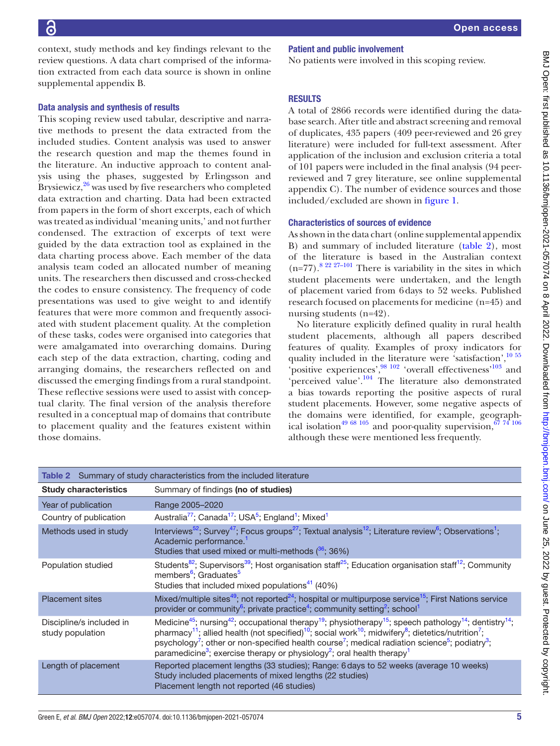context, study methods and key findings relevant to the review questions. A data chart comprised of the information extracted from each data source is shown in online supplemental appendix B.

### Data analysis and synthesis of results

This scoping review used tabular, descriptive and narrative methods to present the data extracted from the included studies. Content analysis was used to answer the research question and map the themes found in the literature. An inductive approach to content analysis using the phases, suggested by Erlingsson and Brysiewicz,[26] was used by five researchers who completed data extraction and charting. Data had been extracted from papers in the form of short excerpts, each of which was treated as individual 'meaning units,' and not further condensed. The extraction of excerpts of text were guided by the data extraction tool as explained in the data charting process above. Each member of the data analysis team coded an allocated number of meaning units. The researchers then discussed and cross-checked the codes to ensure consistency. The frequency of code presentations was used to give weight to and identify features that were more common and frequently associated with student placement quality. At the completion of these tasks, codes were organised into categories that were amalgamated into overarching domains. During each step of the data extraction, charting, coding and arranging domains, the researchers reflected on and discussed the emerging findings from a rural standpoint. These reflective sessions were used to assist with conceptual clarity. The final version of the analysis therefore resulted in a conceptual map of domains that contribute to placement quality and the features existent within those domains.

### Patient and public involvement

No patients were involved in this scoping review.

## RESULTS

A total of 2866 records were identified during the database search. After title and abstract screening and removal of duplicates, 435 papers (409 peer-reviewed and 26 grey literature) were included for full-text assessment. After application of the inclusion and exclusion criteria a total of 101 papers were included in the final analysis (94 peer-reviewed and 7 grey literature, see online supplemental appendix C). The number of evidence sources and those included/excluded are shown in figure 1.

### Characteristics of sources of evidence

As shown in the data chart (online supplemental appendix B) and summary of included literature (table 2), most of the literature is based in the Australian context (n=77).[8 22 27–101] There is variability in the sites in which student placements were undertaken, and the length of placement varied from 6 days to 52 weeks. Published research focused on placements for medicine (n=45) and nursing students (n=42).

No literature explicitly defined quality in rural health student placements, although all papers described features of quality. Examples of proxy indicators for quality included in the literature were 'satisfaction',[10 55] 'positive experiences',[98 102] 'overall effectiveness'[103] and 'perceived value'.[104] The literature also demonstrated a bias towards reporting the positive aspects of rural student placements. However, some negative aspects of the domains were identified, for example, geographical isolation[49 68 105] and poor-quality supervision,[67 74 106] although these were mentioned less frequently.

**Table 2** Summary of study characteristics from the included literature

| Study characteristics | Summary of findings **(no of studies)** |
|---|---|
| Year of publication | Range 2005–2020 |
| Country of publication | Australia[77]; Canada[17]; USA[5]; England[1]; Mixed[1] |
| Methods used in study | Interviews[52]; Survey[47]; Focus groups[27]; Textual analysis[12]; Literature review[6]; Observations[1]; Academic performance.[1]<br>Studies that used mixed or multi-methods ([36]; 36%) |
| Population studied | Students[82]; Supervisors[39]; Host organisation staff[25]; Education organisation staff[12]; Community members[6]; Graduates[5]<br>Studies that included mixed populations[41] (40%) |
| Placement sites | Mixed/multiple sites[49]; not reported[24]; hospital or multipurpose service[15]; First Nations service provider or community[6]; private practice[4]; community setting[2]; school[1] |
| Discipline/s included in study population | Medicine[45]; nursing[42]; occupational therapy[19]; physiotherapy[15]; speech pathology[14]; dentistry[14]; pharmacy[11]; allied health (not specified)[10]; social work[10]; midwifery[8]; dietetics/nutrition[7]; psychology[7]; other or non-specified health course[7]; medical radiation science[5]; podiatry[3]; paramedicine[3]; exercise therapy or physiology[2]; oral health therapy[1] |
| Length of placement | Reported placement lengths (33 studies); Range: 6 days to 52 weeks (average 10 weeks)<br>Study included placements of mixed lengths (22 studies)<br>Placement length not reported (46 studies) |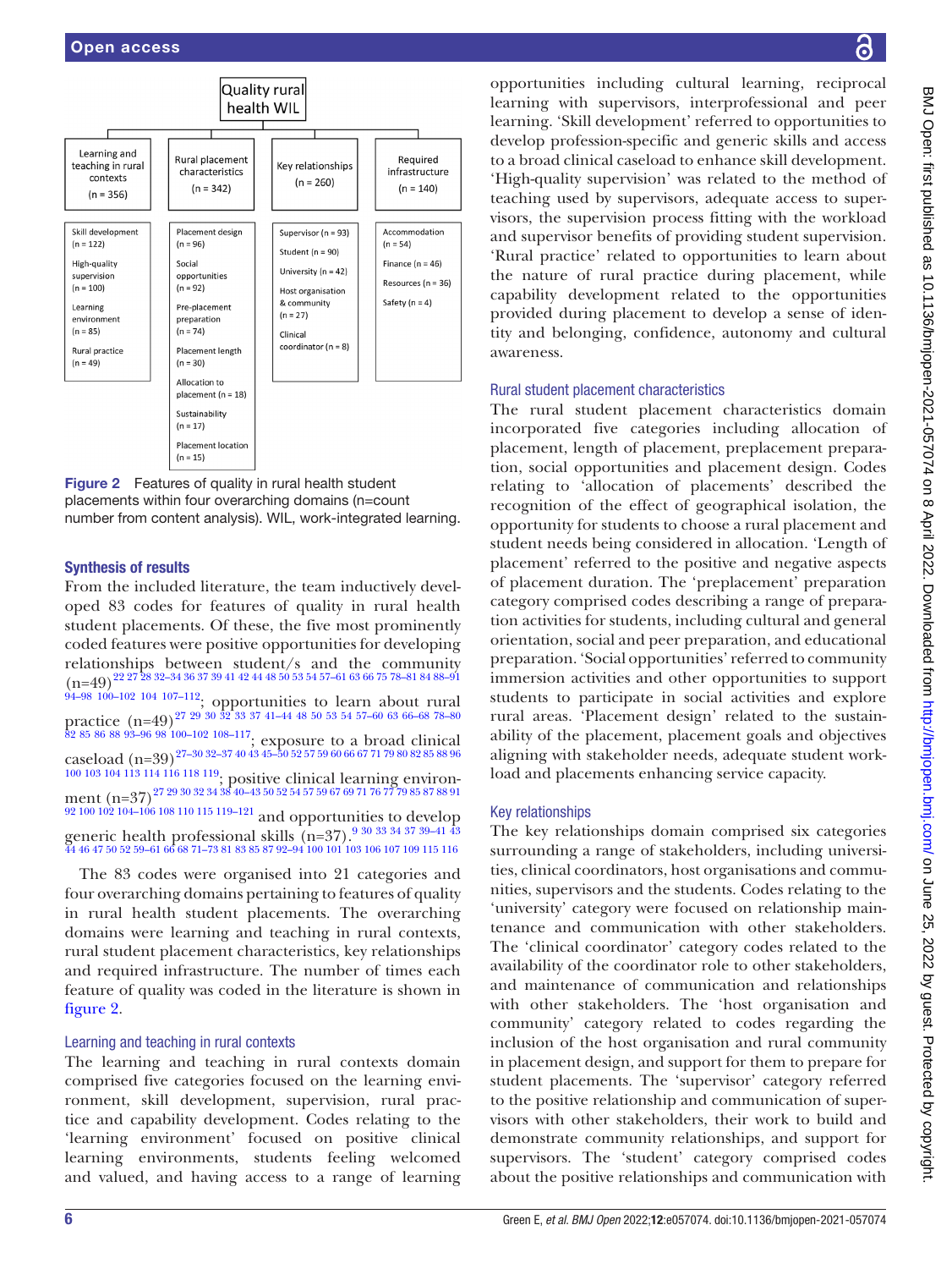Quality rural health WIL

| Learning and teaching in rural contexts (n = 356) | Rural placement characteristics (n = 342) | Key relationships (n = 260) | Required infrastructure (n = 140) |
|---|---|---|---|
| Skill development (n = 122) | Placement design (n = 96) | Supervisor (n = 93) | Accommodation (n = 54) |
| High-quality supervision (n = 100) | Social opportunities (n = 92) | Student (n = 90) | Finance (n = 46) |
| Learning environment (n = 85) | Pre-placement preparation (n = 74) | University (n = 42) | Resources (n = 36) |
| Rural practice (n = 49) | Placement length (n = 30) | Host organisation & community (n = 27) | Safety (n = 4) |
| | Allocation to placement (n = 18) | Clinical coordinator (n = 8) | |
| | Sustainability (n = 17) | | |
| | Placement location (n = 15) | | |

**Figure 2** Features of quality in rural health student placements within four overarching domains (n=count number from content analysis). WIL, work-integrated learning.

## Synthesis of results

From the included literature, the team inductively developed 83 codes for features of quality in rural health student placements. Of these, the five most prominently coded features were positive opportunities for developing relationships between student/s and the community (n=49)[22 27 28 32–34 36 37 39 41 42 44 48 50 53 54 57–61 63 66 75 78–81 84 88–91 94–98 100–102 104 107–112]; opportunities to learn about rural practice (n=49)[27 29 30 32 33 37 41–44 48 50 53 54 57–60 63 66–68 78–80 82 85 86 88 93–96 98 100–102 108–117]; exposure to a broad clinical caseload (n=39)[27–30 32–37 40 43 45–50 52 57 59 60 66 67 71 79 80 82 85 88 96 100 103 104 113 114 116 118 119]; positive clinical learning environment (n=37)[27 29 30 32 34 38 40–43 50 52 54 57 59 67 69 71 76 77 79 85 87 88 91 92 100 102 104–106 108 110 115 119–121] and opportunities to develop generic health professional skills (n=37).[9 30 33 34 37 39–41 43 44 46 47 50 52 59–61 66 68 71–73 81 83 85 87 92–94 100 101 103 106 107 109 115 116]

The 83 codes were organised into 21 categories and four overarching domains pertaining to features of quality in rural health student placements. The overarching domains were learning and teaching in rural contexts, rural student placement characteristics, key relationships and required infrastructure. The number of times each feature of quality was coded in the literature is shown in figure 2.

### Learning and teaching in rural contexts

The learning and teaching in rural contexts domain comprised five categories focused on the learning environment, skill development, supervision, rural practice and capability development. Codes relating to the 'learning environment' focused on positive clinical learning environments, students feeling welcomed and valued, and having access to a range of learning opportunities including cultural learning, reciprocal learning with supervisors, interprofessional and peer learning. 'Skill development' referred to opportunities to develop profession-specific and generic skills and access to a broad clinical caseload to enhance skill development. 'High-quality supervision' was related to the method of teaching used by supervisors, adequate access to supervisors, the supervision process fitting with the workload and supervisor benefits of providing student supervision. 'Rural practice' related to opportunities to learn about the nature of rural practice during placement, while capability development related to the opportunities provided during placement to develop a sense of identity and belonging, confidence, autonomy and cultural awareness.

### Rural student placement characteristics

The rural student placement characteristics domain incorporated five categories including allocation of placement, length of placement, preplacement preparation, social opportunities and placement design. Codes relating to 'allocation of placements' described the recognition of the effect of geographical isolation, the opportunity for students to choose a rural placement and student needs being considered in allocation. 'Length of placement' referred to the positive and negative aspects of placement duration. The 'preplacement' preparation category comprised codes describing a range of preparation activities for students, including cultural and general orientation, social and peer preparation, and educational preparation. 'Social opportunities' referred to community immersion activities and other opportunities to support students to participate in social activities and explore rural areas. 'Placement design' related to the sustainability of the placement, placement goals and objectives aligning with stakeholder needs, adequate student workload and placements enhancing service capacity.

### Key relationships

The key relationships domain comprised six categories surrounding a range of stakeholders, including universities, clinical coordinators, host organisations and communities, supervisors and the students. Codes relating to the 'university' category were focused on relationship maintenance and communication with other stakeholders. The 'clinical coordinator' category codes related to the availability of the coordinator role to other stakeholders, and maintenance of communication and relationships with other stakeholders. The 'host organisation and community' category related to codes regarding the inclusion of the host organisation and rural community in placement design, and support for them to prepare for student placements. The 'supervisor' category referred to the positive relationship and communication of supervisors with other stakeholders, their work to build and demonstrate community relationships, and support for supervisors. The 'student' category comprised codes about the positive relationships and communication with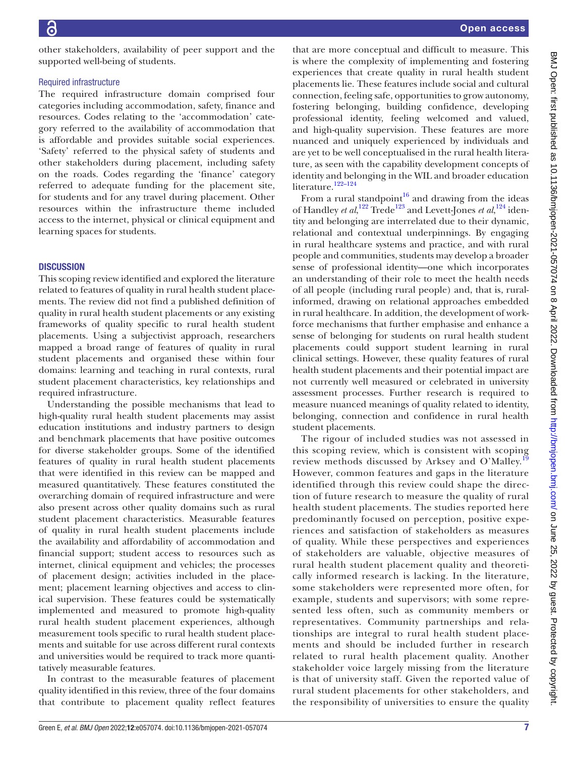other stakeholders, availability of peer support and the supported well-being of students.

### Required infrastructure

The required infrastructure domain comprised four categories including accommodation, safety, finance and resources. Codes relating to the 'accommodation' category referred to the availability of accommodation that is affordable and provides suitable social experiences. 'Safety' referred to the physical safety of students and other stakeholders during placement, including safety on the roads. Codes regarding the 'finance' category referred to adequate funding for the placement site, for students and for any travel during placement. Other resources within the infrastructure theme included access to the internet, physical or clinical equipment and learning spaces for students.

## DISCUSSION

This scoping review identified and explored the literature related to features of quality in rural health student placements. The review did not find a published definition of quality in rural health student placements or any existing frameworks of quality specific to rural health student placements. Using a subjectivist approach, researchers mapped a broad range of features of quality in rural student placements and organised these within four domains: learning and teaching in rural contexts, rural student placement characteristics, key relationships and required infrastructure.

Understanding the possible mechanisms that lead to high-quality rural health student placements may assist education institutions and industry partners to design and benchmark placements that have positive outcomes for diverse stakeholder groups. Some of the identified features of quality in rural health student placements that were identified in this review can be mapped and measured quantitatively. These features constituted the overarching domain of required infrastructure and were also present across other quality domains such as rural student placement characteristics. Measurable features of quality in rural health student placements include the availability and affordability of accommodation and financial support; student access to resources such as internet, clinical equipment and vehicles; the processes of placement design; activities included in the placement; placement learning objectives and access to clinical supervision. These features could be systematically implemented and measured to promote high-quality rural health student placement experiences, although measurement tools specific to rural health student placements and suitable for use across different rural contexts and universities would be required to track more quantitatively measurable features.

In contrast to the measurable features of placement quality identified in this review, three of the four domains that contribute to placement quality reflect features that are more conceptual and difficult to measure. This is where the complexity of implementing and fostering experiences that create quality in rural health student placements lie. These features include social and cultural connection, feeling safe, opportunities to grow autonomy, fostering belonging, building confidence, developing professional identity, feeling welcomed and valued, and high-quality supervision. These features are more nuanced and uniquely experienced by individuals and are yet to be well conceptualised in the rural health literature, as seen with the capability development concepts of identity and belonging in the WIL and broader education literature.[122–124]

From a rural standpoint[16] and drawing from the ideas of Handley *et al*,[122] Trede[123] and Levett-Jones *et al*,[124] identity and belonging are interrelated due to their dynamic, relational and contextual underpinnings. By engaging in rural healthcare systems and practice, and with rural people and communities, students may develop a broader sense of professional identity—one which incorporates an understanding of their role to meet the health needs of all people (including rural people) and, that is, rural-informed, drawing on relational approaches embedded in rural healthcare. In addition, the development of workforce mechanisms that further emphasise and enhance a sense of belonging for students on rural health student placements could support student learning in rural clinical settings. However, these quality features of rural health student placements and their potential impact are not currently well measured or celebrated in university assessment processes. Further research is required to measure nuanced meanings of quality related to identity, belonging, connection and confidence in rural health student placements.

The rigour of included studies was not assessed in this scoping review, which is consistent with scoping review methods discussed by Arksey and O'Malley.[19] However, common features and gaps in the literature identified through this review could shape the direction of future research to measure the quality of rural health student placements. The studies reported here predominantly focused on perception, positive experiences and satisfaction of stakeholders as measures of quality. While these perspectives and experiences of stakeholders are valuable, objective measures of rural health student placement quality and theoretically informed research is lacking. In the literature, some stakeholders were represented more often, for example, students and supervisors; with some represented less often, such as community members or representatives. Community partnerships and relationships are integral to rural health student placements and should be included further in research related to rural health placement quality. Another stakeholder voice largely missing from the literature is that of university staff. Given the reported value of rural student placements for other stakeholders, and the responsibility of universities to ensure the quality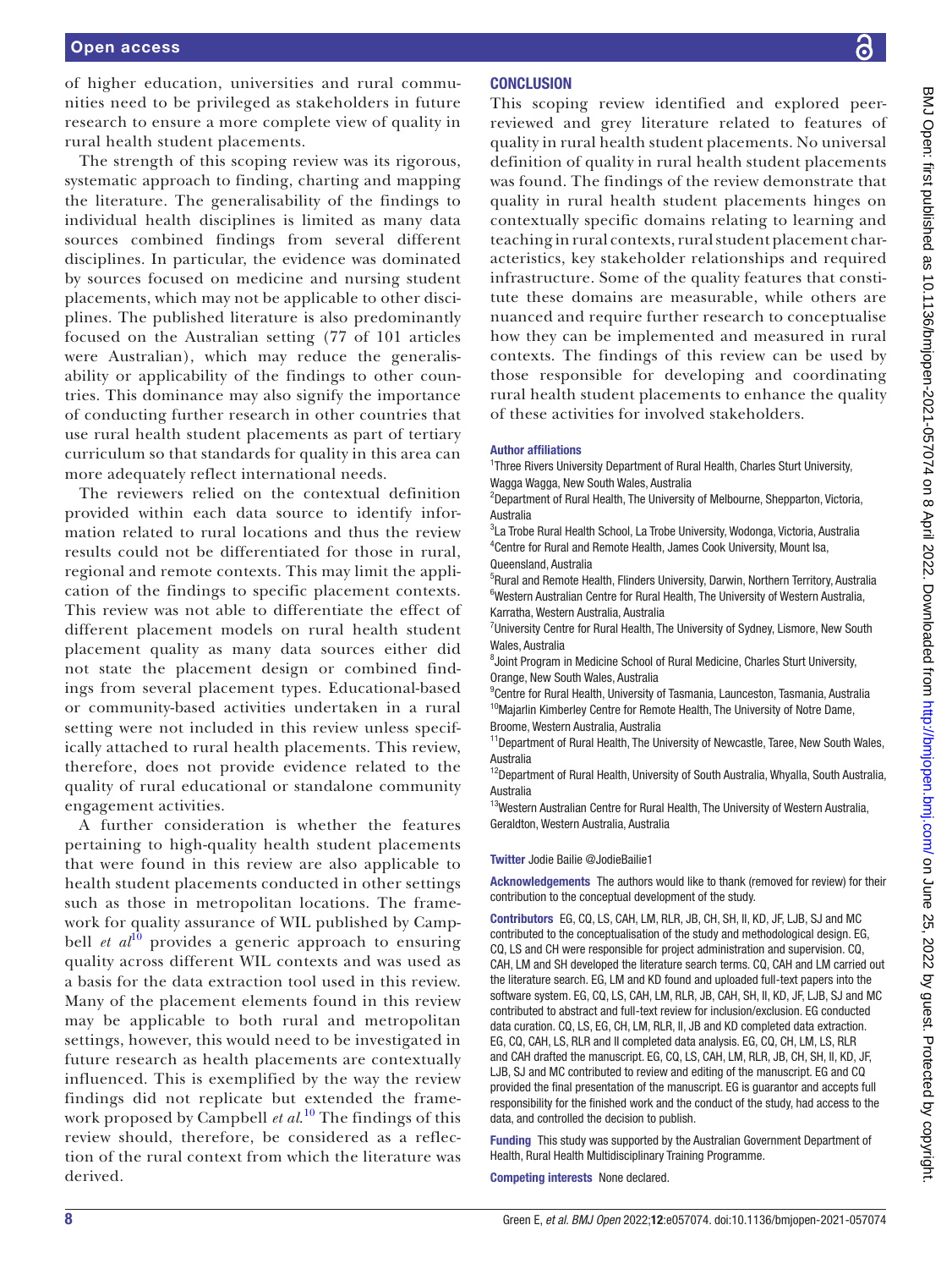of higher education, universities and rural communities need to be privileged as stakeholders in future research to ensure a more complete view of quality in rural health student placements.

The strength of this scoping review was its rigorous, systematic approach to finding, charting and mapping the literature. The generalisability of the findings to individual health disciplines is limited as many data sources combined findings from several different disciplines. In particular, the evidence was dominated by sources focused on medicine and nursing student placements, which may not be applicable to other disciplines. The published literature is also predominantly focused on the Australian setting (77 of 101 articles were Australian), which may reduce the generalisability or applicability of the findings to other countries. This dominance may also signify the importance of conducting further research in other countries that use rural health student placements as part of tertiary curriculum so that standards for quality in this area can more adequately reflect international needs.

The reviewers relied on the contextual definition provided within each data source to identify information related to rural locations and thus the review results could not be differentiated for those in rural, regional and remote contexts. This may limit the application of the findings to specific placement contexts. This review was not able to differentiate the effect of different placement models on rural health student placement quality as many data sources either did not state the placement design or combined findings from several placement types. Educational-based or community-based activities undertaken in a rural setting were not included in this review unless specifically attached to rural health placements. This review, therefore, does not provide evidence related to the quality of rural educational or standalone community engagement activities.

A further consideration is whether the features pertaining to high-quality health student placements that were found in this review are also applicable to health student placements conducted in other settings such as those in metropolitan locations. The framework for quality assurance of WIL published by Campbell *et al*[10] provides a generic approach to ensuring quality across different WIL contexts and was used as a basis for the data extraction tool used in this review. Many of the placement elements found in this review may be applicable to both rural and metropolitan settings, however, this would need to be investigated in future research as health placements are contextually influenced. This is exemplified by the way the review findings did not replicate but extended the framework proposed by Campbell *et al*.[10] The findings of this review should, therefore, be considered as a reflection of the rural context from which the literature was derived.

## CONCLUSION

This scoping review identified and explored peer-reviewed and grey literature related to features of quality in rural health student placements. No universal definition of quality in rural health student placements was found. The findings of the review demonstrate that quality in rural health student placements hinges on contextually specific domains relating to learning and teaching in rural contexts, rural student placement characteristics, key stakeholder relationships and required infrastructure. Some of the quality features that constitute these domains are measurable, while others are nuanced and require further research to conceptualise how they can be implemented and measured in rural contexts. The findings of this review can be used by those responsible for developing and coordinating rural health student placements to enhance the quality of these activities for involved stakeholders.

**Author affiliations**

[1]Three Rivers University Department of Rural Health, Charles Sturt University, Wagga Wagga, New South Wales, Australia
[2]Department of Rural Health, The University of Melbourne, Shepparton, Victoria, Australia
[3]La Trobe Rural Health School, La Trobe University, Wodonga, Victoria, Australia
[4]Centre for Rural and Remote Health, James Cook University, Mount Isa, Queensland, Australia
[5]Rural and Remote Health, Flinders University, Darwin, Northern Territory, Australia
[6]Western Australian Centre for Rural Health, The University of Western Australia, Karratha, Western Australia, Australia
[7]University Centre for Rural Health, The University of Sydney, Lismore, New South Wales, Australia
[8]Joint Program in Medicine School of Rural Medicine, Charles Sturt University, Orange, New South Wales, Australia
[9]Centre for Rural Health, University of Tasmania, Launceston, Tasmania, Australia
[10]Majarlin Kimberley Centre for Remote Health, The University of Notre Dame, Broome, Western Australia, Australia
[11]Department of Rural Health, The University of Newcastle, Taree, New South Wales, Australia
[12]Department of Rural Health, University of South Australia, Whyalla, South Australia, Australia
[13]Western Australian Centre for Rural Health, The University of Western Australia, Geraldton, Western Australia, Australia

**Twitter** Jodie Bailie @JodieBailie1

**Acknowledgements** The authors would like to thank (removed for review) for their contribution to the conceptual development of the study.

**Contributors** EG, CQ, LS, CAH, LM, RLR, JB, CH, SH, II, KD, JF, LJB, SJ and MC contributed to the conceptualisation of the study and methodological design. EG, CQ, LS and CH were responsible for project administration and supervision. CQ, CAH, LM and SH developed the literature search terms. CQ, CAH and LM carried out the literature search. EG, LM and KD found and uploaded full-text papers into the software system. EG, CQ, LS, CAH, LM, RLR, JB, CAH, SH, II, KD, JF, LJB, SJ and MC contributed to abstract and full-text review for inclusion/exclusion. EG conducted data curation. CQ, LS, EG, CH, LM, RLR, II, JB and KD completed data extraction. EG, CQ, CAH, LS, RLR and II completed data analysis. EG, CQ, CH, LM, LS, RLR and CAH drafted the manuscript. EG, CQ, LS, CAH, LM, RLR, JB, CH, SH, II, KD, JF, LJB, SJ and MC contributed to review and editing of the manuscript. EG and CQ provided the final presentation of the manuscript. EG is guarantor and accepts full responsibility for the finished work and the conduct of the study, had access to the data, and controlled the decision to publish.

**Funding** This study was supported by the Australian Government Department of Health, Rural Health Multidisciplinary Training Programme.

**Competing interests** None declared.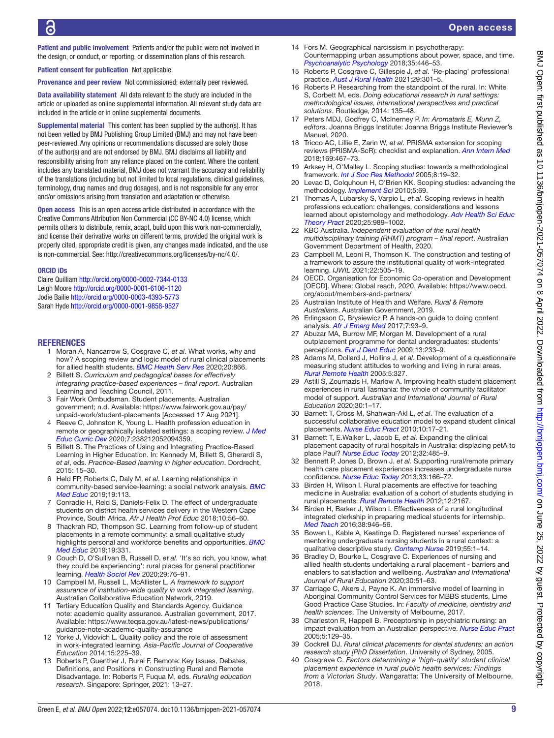**Patient and public involvement** Patients and/or the public were not involved in the design, or conduct, or reporting, or dissemination plans of this research.

**Patient consent for publication** Not applicable.

**Provenance and peer review** Not commissioned; externally peer reviewed.

**Data availability statement** All data relevant to the study are included in the article or uploaded as online supplemental information. All relevant study data are included in the article or in online supplemental documents.

**Supplemental material** This content has been supplied by the author(s). It has not been vetted by BMJ Publishing Group Limited (BMJ) and may not have been peer-reviewed. Any opinions or recommendations discussed are solely those of the author(s) and are not endorsed by BMJ. BMJ disclaims all liability and responsibility arising from any reliance placed on the content. Where the content includes any translated material, BMJ does not warrant the accuracy and reliability of the translations (including but not limited to local regulations, clinical guidelines, terminology, drug names and drug dosages), and is not responsible for any error and/or omissions arising from translation and adaptation or otherwise.

**Open access** This is an open access article distributed in accordance with the Creative Commons Attribution Non Commercial (CC BY-NC 4.0) license, which permits others to distribute, remix, adapt, build upon this work non-commercially, and license their derivative works on different terms, provided the original work is properly cited, appropriate credit is given, any changes made indicated, and the use is non-commercial. See: http://creativecommons.org/licenses/by-nc/4.0/.

**ORCID iDs**

Claire Quilliam http://orcid.org/0000-0002-7344-0133
Leigh Moore http://orcid.org/0000-0001-6106-1120
Jodie Bailie http://orcid.org/0000-0003-4393-5773
Sarah Hyde http://orcid.org/0000-0001-9858-9527

## REFERENCES

1. Moran A, Nancarrow S, Cosgrave C, *et al*. What works, why and how? A scoping review and logic model of rural clinical placements for allied health students. *BMC Health Serv Res* 2020;20:866.
2. Billett S. *Curriculum and pedagogical bases for effectively integrating practice-based experiences – final report*. Australian Learning and Teaching Council, 2011.
3. Fair Work Ombudsman. Student placements. Australian government; n.d. Available: https://www.fairwork.gov.au/pay/unpaid-work/student-placements [Accessed 17 Aug 2021].
4. Reeve C, Johnston K, Young L. Health profession education in remote or geographically isolated settings: a scoping review. *J Med Educ Curric Dev* 2020;7:238212052094359.
5. Billett S. The Practices of Using and Integrating Practice-Based Learning in Higher Education. In: Kennedy M, Billett S, Gherardi S, *et al*, eds. *Practice-Based learning in higher education*. Dordrecht, 2015: 15–30.
6. Held FP, Roberts C, Daly M, *et al*. Learning relationships in community-based service-learning: a social network analysis. *BMC Med Educ* 2019;19:113.
7. Conradie H, Reid S, Daniels-Felix D. The effect of undergraduate students on district health services delivery in the Western Cape Province, South Africa. *Afr J Health Prof Educ* 2018;10:56–60.
8. Thackrah RD, Thompson SC. Learning from follow-up of student placements in a remote community: a small qualitative study highlights personal and workforce benefits and opportunities. *BMC Med Educ* 2019;19:331.
9. Couch D, O'Sullivan B, Russell D, *et al*. 'It's so rich, you know, what they could be experiencing': rural places for general practitioner learning. *Health Sociol Rev* 2020;29:76–91.
10. Campbell M, Russell L, McAllister L. *A framework to support assurance of institution-wide quality in work integrated learning*. Australian Collaborative Education Network, 2019.
11. Tertiary Education Quality and Standards Agency. Guidance note: academic quality assurance. Australian government, 2017. Available: https://www.teqsa.gov.au/latest-news/publications/guidance-note-academic-quality-assurance
12. Yorke J, Vidovich L. Quality policy and the role of assessment in work-integrated learning. *Asia-Pacific Journal of Cooperative Education* 2014;15:225–39.
13. Roberts P, Guenther J, Rural F. Remote: Key Issues, Debates, Definitions, and Positions in Constructing Rural and Remote Disadvantage. In: Roberts P, Fuqua M, eds. *Ruraling education research*. Singapore: Springer, 2021: 13–27.
14. Fors M. Geographical narcissism in psychotherapy: Countermapping urban assumptions about power, space, and time. *Psychoanalytic Psychology* 2018;35:446–53.
15. Roberts P, Cosgrave C, Gillespie J, *et al*. 'Re-placing' professional practice. *Aust J Rural Health* 2021;29:301–5.
16. Roberts P. Researching from the standpoint of the rural. In: White S, Corbett M, eds. *Doing educational research in rural settings: methodological issues, international perspectives and practical solutions*. Routledge, 2014: 135–48.
17. Peters MDJ, Godfrey C, McInerney P. *In: Aromataris E, Munn Z, editors*. Joanna Briggs Institute: Joanna Briggs Institute Reviewer's Manual, 2020.
18. Tricco AC, Lillie E, Zarin W, *et al*. PRISMA extension for scoping reviews (PRISMA-ScR): checklist and explanation. *Ann Intern Med* 2018;169:467–73.
19. Arksey H, O'Malley L. Scoping studies: towards a methodological framework. *Int J Soc Res Methodol* 2005;8:19–32.
20. Levac D, Colquhoun H, O'Brien KK. Scoping studies: advancing the methodology. *Implement Sci* 2010;5:69.
21. Thomas A, Lubarsky S, Varpio L, *et al*. Scoping reviews in health professions education: challenges, considerations and lessons learned about epistemology and methodology. *Adv Health Sci Educ Theory Pract* 2020;25:989–1002.
22. KBC Australia. *Independent evaluation of the rural health multidisciplinary training (RHMT) program – final report*. Australian Government Department of Health, 2020.
23. Campbell M, Leoni R, Thomson K. The construction and testing of a framework to assure the institutional quality of work-integrated learning. *IJWIL* 2021;22:505–19.
24. OECD. Organisation for Economic Co-operation and Development [OECD]. Where: Global reach, 2020. Available: https://www.oecd.org/about/members-and-partners/
25. Australian Institute of Health and Welfare. *Rural & Remote Australians*. Australian Government, 2019.
26. Erlingsson C, Brysiewicz P. A hands-on guide to doing content analysis. *Afr J Emerg Med* 2017;7:93–9.
27. Abuzar MA, Burrow MF, Morgan M. Development of a rural outplacement programme for dental undergraduates: students' perceptions. *Eur J Dent Educ* 2009;13:233–9.
28. Adams M, Dollard J, Hollins J, *et al*. Development of a questionnaire measuring student attitudes to working and living in rural areas. *Rural Remote Health* 2005;5:327.
29. Astill S, Zournazis H, Marlow A. Improving health student placement experiences in rural Tasmania: the whole of community facilitator model of support. *Australian and International Journal of Rural Education* 2020;30:1–17.
30. Barnett T, Cross M, Shahwan-Akl L, *et al*. The evaluation of a successful collaborative education model to expand student clinical placements. *Nurse Educ Pract* 2010;10:17–21.
31. Barnett T, E.Walker L, Jacob E, *et al*. Expanding the clinical placement capacity of rural hospitals in Australia: displacing petA to place Paul? *Nurse Educ Today* 2012;32:485–9.
32. Bennett P, Jones D, Brown J, *et al*. Supporting rural/remote primary health care placement experiences increases undergraduate nurse confidence. *Nurse Educ Today* 2013;33:166–72.
33. Birden H, Wilson I. Rural placements are effective for teaching medicine in Australia: evaluation of a cohort of students studying in rural placements. *Rural Remote Health* 2012;12:2167.
34. Birden H, Barker J, Wilson I. Effectiveness of a rural longitudinal integrated clerkship in preparing medical students for internship. *Med Teach* 2016;38:946–56.
35. Bowen L, Kable A, Keatinge D. Registered nurses' experience of mentoring undergraduate nursing students in a rural context: a qualitative descriptive study. *Contemp Nurse* 2019;55:1–14.
36. Bradley D, Bourke L, Cosgrave C. Experiences of nursing and allied health students undertaking a rural placement - barriers and enablers to satisfaction and wellbeing. *Australian and International Journal of Rural Education* 2020;30:51–63.
37. Carriage C, Akers J, Payne K. An immersive model of learning in Aboriginal Community Control Services for MBBS students, Lime Good Practice Case Studies. In: *Faculty of medicine, dentistry and health sciences*. The University of Melbourne, 2017.
38. Charleston R, Happell B. Preceptorship in psychiatric nursing: an impact evaluation from an Australian perspective. *Nurse Educ Pract* 2005;5:129–35.
39. Cockrell DJ. *Rural clinical placements for dental students: an action research study [PhD Dissertation*. University of Sydney, 2005.
40. Cosgrave C. *Factors determining a 'high-quality' student clinical placement experience in rural public health services: Findings from a Victorian Study*. Wangaratta: The University of Melbourne, 2018.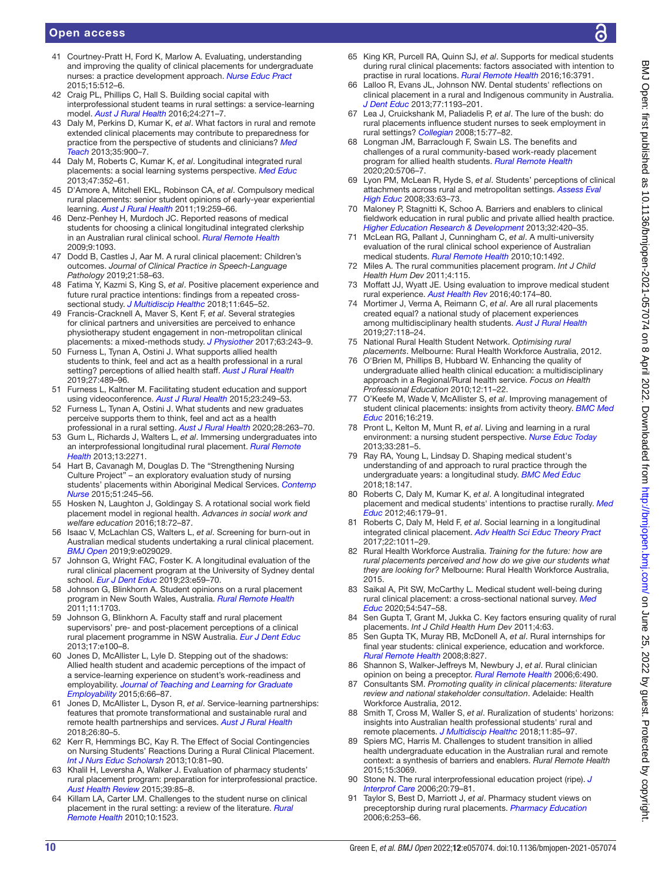41 Courtney-Pratt H, Ford K, Marlow A. Evaluating, understanding and improving the quality of clinical placements for undergraduate nurses: a practice development approach. *Nurse Educ Pract* 2015;15:512–6.
42 Craig PL, Phillips C, Hall S. Building social capital with interprofessional student teams in rural settings: a service-learning model. *Aust J Rural Health* 2016;24:271–7.
43 Daly M, Perkins D, Kumar K, *et al*. What factors in rural and remote extended clinical placements may contribute to preparedness for practice from the perspective of students and clinicians? *Med Teach* 2013;35:900–7.
44 Daly M, Roberts C, Kumar K, *et al*. Longitudinal integrated rural placements: a social learning systems perspective. *Med Educ* 2013;47:352–61.
45 D'Amore A, Mitchell EKL, Robinson CA, *et al*. Compulsory medical rural placements: senior student opinions of early-year experiential learning. *Aust J Rural Health* 2011;19:259–66.
46 Denz-Penhey H, Murdoch JC. Reported reasons of medical students for choosing a clinical longitudinal integrated clerkship in an Australian rural clinical school. *Rural Remote Health* 2009;9:1093.
47 Dodd B, Castles J, Aar M. A rural clinical placement: Children's outcomes. *Journal of Clinical Practice in Speech-Language Pathology* 2019;21:58–63.
48 Fatima Y, Kazmi S, King S, *et al*. Positive placement experience and future rural practice intentions: findings from a repeated cross-sectional study. *J Multidiscip Healthc* 2018;11:645–52.
49 Francis-Cracknell A, Maver S, Kent F, *et al*. Several strategies for clinical partners and universities are perceived to enhance physiotherapy student engagement in non-metropolitan clinical placements: a mixed-methods study. *J Physiother* 2017;63:243–9.
50 Furness L, Tynan A, Ostini J. What supports allied health students to think, feel and act as a health professional in a rural setting? perceptions of allied health staff. *Aust J Rural Health* 2019;27:489–96.
51 Furness L, Kaltner M. Facilitating student education and support using videoconference. *Aust J Rural Health* 2015;23:249–53.
52 Furness L, Tynan A, Ostini J. What students and new graduates perceive supports them to think, feel and act as a health professional in a rural setting. *Aust J Rural Health* 2020;28:263–70.
53 Gum L, Richards J, Walters L, *et al*. Immersing undergraduates into an interprofessional longitudinal rural placement. *Rural Remote Health* 2013;13:2271.
54 Hart B, Cavanagh M, Douglas D. The "Strengthening Nursing Culture Project" – an exploratory evaluation study of nursing students' placements within Aboriginal Medical Services. *Contemp Nurse* 2015;51:245–56.
55 Hosken N, Laughton J, Goldingay S. A rotational social work field placement model in regional health. *Advances in social work and welfare education* 2016;18:72–87.
56 Isaac V, McLachlan CS, Walters L, *et al*. Screening for burn-out in Australian medical students undertaking a rural clinical placement. *BMJ Open* 2019;9:e029029.
57 Johnson G, Wright FAC, Foster K. A longitudinal evaluation of the rural clinical placement program at the University of Sydney dental school. *Eur J Dent Educ* 2019;23:e59–70.
58 Johnson G, Blinkhorn A. Student opinions on a rural placement program in New South Wales, Australia. *Rural Remote Health* 2011;11:1703.
59 Johnson G, Blinkhorn A. Faculty staff and rural placement supervisors' pre- and post-placement perceptions of a clinical rural placement programme in NSW Australia. *Eur J Dent Educ* 2013;17:e100–8.
60 Jones D, McAllister L, Lyle D. Stepping out of the shadows: Allied health student and academic perceptions of the impact of a service-learning experience on student's work-readiness and employability. *Journal of Teaching and Learning for Graduate Employability* 2015;6:66–87.
61 Jones D, McAllister L, Dyson R, *et al*. Service-learning partnerships: features that promote transformational and sustainable rural and remote health partnerships and services. *Aust J Rural Health* 2018;26:80–5.
62 Kerr R, Hemmings BC, Kay R. The Effect of Social Contingencies on Nursing Students' Reactions During a Rural Clinical Placement. *Int J Nurs Educ Scholarsh* 2013;10:81–90.
63 Khalil H, Leversha A, Walker J. Evaluation of pharmacy students' rural placement program: preparation for interprofessional practice. *Aust Health Review* 2015;39:85–8.
64 Killam LA, Carter LM. Challenges to the student nurse on clinical placement in the rural setting: a review of the literature. *Rural Remote Health* 2010;10:1523.
65 King KR, Purcell RA, Quinn SJ, *et al*. Supports for medical students during rural clinical placements: factors associated with intention to practise in rural locations. *Rural Remote Health* 2016;16:3791.
66 Lalloo R, Evans JL, Johnson NW. Dental students' reflections on clinical placement in a rural and Indigenous community in Australia. *J Dent Educ* 2013;77:1193–201.
67 Lea J, Cruickshank M, Paliadelis P, *et al*. The lure of the bush: do rural placements influence student nurses to seek employment in rural settings? *Collegian* 2008;15:77–82.
68 Longman JM, Barraclough F, Swain LS. The benefits and challenges of a rural community-based work-ready placement program for allied health students. *Rural Remote Health* 2020;20:5706–7.
69 Lyon PM, McLean R, Hyde S, *et al*. Students' perceptions of clinical attachments across rural and metropolitan settings. *Assess Eval High Educ* 2008;33:63–73.
70 Maloney P, Stagnitti K, Schoo A. Barriers and enablers to clinical fieldwork education in rural public and private allied health practice. *Higher Education Research & Development* 2013;32:420–35.
71 McLean RG, Pallant J, Cunningham C, *et al*. A multi-university evaluation of the rural clinical school experience of Australian medical students. *Rural Remote Health* 2010;10:1492.
72 Miles A. The rural communities placement program. *Int J Child Health Hum Dev* 2011;4:115.
73 Moffatt JJ, Wyatt JE. Using evaluation to improve medical student rural experience. *Aust Health Rev* 2016;40:174–80.
74 Mortimer J, Verma A, Reimann C, *et al*. Are all rural placements created equal? a national study of placement experiences among multidisciplinary health students. *Aust J Rural Health* 2019;27:118–24.
75 National Rural Health Student Network. *Optimising rural placements*. Melbourne: Rural Health Workforce Australia, 2012.
76 O'Brien M, Phillips B, Hubbard W. Enhancing the quality of undergraduate allied health clinical education: a multidisciplinary approach in a Regional/Rural health service. *Focus on Health Professional Education* 2010;12:11–22.
77 O'Keefe M, Wade V, McAllister S, *et al*. Improving management of student clinical placements: insights from activity theory. *BMC Med Educ* 2016;16:219.
78 Pront L, Kelton M, Munt R, *et al*. Living and learning in a rural environment: a nursing student perspective. *Nurse Educ Today* 2013;33:281–5.
79 Ray RA, Young L, Lindsay D. Shaping medical student's understanding of and approach to rural practice through the undergraduate years: a longitudinal study. *BMC Med Educ* 2018;18:147.
80 Roberts C, Daly M, Kumar K, *et al*. A longitudinal integrated placement and medical students' intentions to practise rurally. *Med Educ* 2012;46:179–91.
81 Roberts C, Daly M, Held F, *et al*. Social learning in a longitudinal integrated clinical placement. *Adv Health Sci Educ Theory Pract* 2017;22:1011–29.
82 Rural Health Workforce Australia. *Training for the future: how are rural placements perceived and how do we give our students what they are looking for?* Melbourne: Rural Health Workforce Australia, 2015.
83 Saikal A, Pit SW, McCarthy L. Medical student well-being during rural clinical placement: a cross-sectional national survey. *Med Educ* 2020;54:547–58.
84 Sen Gupta T, Grant M, Jukka C. Key factors ensuring quality of rural placements. *Int J Child Health Hum Dev* 2011;4:63.
85 Sen Gupta TK, Muray RB, McDonell A, *et al*. Rural internships for final year students: clinical experience, education and workforce. *Rural Remote Health* 2008;8:827.
86 Shannon S, Walker-Jeffreys M, Newbury J, *et al*. Rural clinician opinion on being a preceptor. *Rural Remote Health* 2006;6:490.
87 Consultants SM. *Promoting quality in clinical placements: literature review and national stakeholder consultation*. Adelaide: Health Workforce Australia, 2012.
88 Smith T, Cross M, Waller S, *et al*. Ruralization of students' horizons: insights into Australian health professional students' rural and remote placements. *J Multidiscip Healthc* 2018;11:85–97.
89 Spiers MC, Harris M. Challenges to student transition in allied health undergraduate education in the Australian rural and remote context: a synthesis of barriers and enablers. *Rural Remote Health* 2015;15:3069.
90 Stone N. The rural interprofessional education project (ripe). *J Interprof Care* 2006;20:79–81.
91 Taylor S, Best D, Marriott J, *et al*. Pharmacy student views on preceptorship during rural placements. *Pharmacy Education* 2006;6:253–66.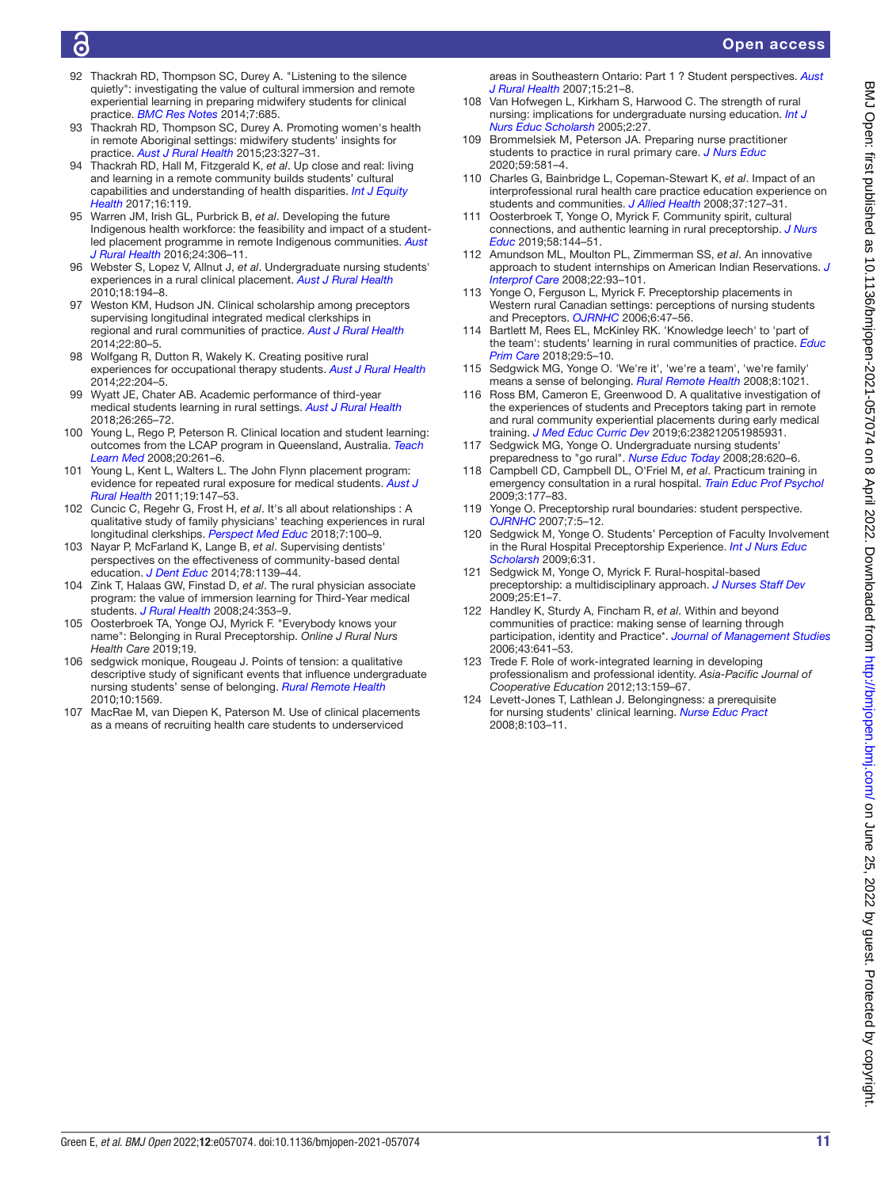92 Thackrah RD, Thompson SC, Durey A. "Listening to the silence quietly": investigating the value of cultural immersion and remote experiential learning in preparing midwifery students for clinical practice. *BMC Res Notes* 2014;7:685.

93 Thackrah RD, Thompson SC, Durey A. Promoting women's health in remote Aboriginal settings: midwifery students' insights for practice. *Aust J Rural Health* 2015;23:327–31.

94 Thackrah RD, Hall M, Fitzgerald K, *et al*. Up close and real: living and learning in a remote community builds students' cultural capabilities and understanding of health disparities. *Int J Equity Health* 2017;16:119.

95 Warren JM, Irish GL, Purbrick B, *et al*. Developing the future Indigenous health workforce: the feasibility and impact of a student-led placement programme in remote Indigenous communities. *Aust J Rural Health* 2016;24:306–11.

96 Webster S, Lopez V, Allnut J, *et al*. Undergraduate nursing students' experiences in a rural clinical placement. *Aust J Rural Health* 2010;18:194–8.

97 Weston KM, Hudson JN. Clinical scholarship among preceptors supervising longitudinal integrated medical clerkships in regional and rural communities of practice. *Aust J Rural Health* 2014;22:80–5.

98 Wolfgang R, Dutton R, Wakely K. Creating positive rural experiences for occupational therapy students. *Aust J Rural Health* 2014;22:204–5.

99 Wyatt JE, Chater AB. Academic performance of third-year medical students learning in rural settings. *Aust J Rural Health* 2018;26:265–72.

100 Young L, Rego P, Peterson R. Clinical location and student learning: outcomes from the LCAP program in Queensland, Australia. *Teach Learn Med* 2008;20:261–6.

101 Young L, Kent L, Walters L. The John Flynn placement program: evidence for repeated rural exposure for medical students. *Aust J Rural Health* 2011;19:147–53.

102 Cuncic C, Regehr G, Frost H, *et al*. It's all about relationships : A qualitative study of family physicians' teaching experiences in rural longitudinal clerkships. *Perspect Med Educ* 2018;7:100–9.

103 Nayar P, McFarland K, Lange B, *et al*. Supervising dentists' perspectives on the effectiveness of community-based dental education. *J Dent Educ* 2014;78:1139–44.

104 Zink T, Halaas GW, Finstad D, *et al*. The rural physician associate program: the value of immersion learning for Third-Year medical students. *J Rural Health* 2008;24:353–9.

105 Oosterbroek TA, Yonge OJ, Myrick F. "Everybody knows your name": Belonging in Rural Preceptorship. *Online J Rural Nurs Health Care* 2019;19.

106 sedgwick monique, Rougeau J. Points of tension: a qualitative descriptive study of significant events that influence undergraduate nursing students' sense of belonging. *Rural Remote Health* 2010;10:1569.

107 MacRae M, van Diepen K, Paterson M. Use of clinical placements as a means of recruiting health care students to underserviced areas in Southeastern Ontario: Part 1 ? Student perspectives. *Aust J Rural Health* 2007;15:21–8.

108 Van Hofwegen L, Kirkham S, Harwood C. The strength of rural nursing: implications for undergraduate nursing education. *Int J Nurs Educ Scholarsh* 2005;2:27.

109 Brommelsiek M, Peterson JA. Preparing nurse practitioner students to practice in rural primary care. *J Nurs Educ* 2020;59:581–4.

110 Charles G, Bainbridge L, Copeman-Stewart K, *et al*. Impact of an interprofessional rural health care practice education experience on students and communities. *J Allied Health* 2008;37:127–31.

111 Oosterbroek T, Yonge O, Myrick F. Community spirit, cultural connections, and authentic learning in rural preceptorship. *J Nurs Educ* 2019;58:144–51.

112 Amundson ML, Moulton PL, Zimmerman SS, *et al*. An innovative approach to student internships on American Indian Reservations. *J Interprof Care* 2008;22:93–101.

113 Yonge O, Ferguson L, Myrick F. Preceptorship placements in Western rural Canadian settings: perceptions of nursing students and Preceptors. *OJRNHC* 2006;6:47–56.

114 Bartlett M, Rees EL, McKinley RK. 'Knowledge leech' to 'part of the team': students' learning in rural communities of practice. *Educ Prim Care* 2018;29:5–10.

115 Sedgwick MG, Yonge O. 'We're it', 'we're a team', 'we're family' means a sense of belonging. *Rural Remote Health* 2008;8:1021.

116 Ross BM, Cameron E, Greenwood D. A qualitative investigation of the experiences of students and Preceptors taking part in remote and rural community experiential placements during early medical training. *J Med Educ Curric Dev* 2019;6:238212051985931.

117 Sedgwick MG, Yonge O. Undergraduate nursing students' preparedness to "go rural". *Nurse Educ Today* 2008;28:620–6.

118 Campbell CD, Campbell DL, O'Friel M, *et al*. Practicum training in emergency consultation in a rural hospital. *Train Educ Prof Psychol* 2009;3:177–83.

119 Yonge O. Preceptorship rural boundaries: student perspective. *OJRNHC* 2007;7:5–12.

120 Sedgwick M, Yonge O. Students' Perception of Faculty Involvement in the Rural Hospital Preceptorship Experience. *Int J Nurs Educ Scholarsh* 2009;6:31.

121 Sedgwick M, Yonge O, Myrick F. Rural-hospital-based preceptorship: a multidisciplinary approach. *J Nurses Staff Dev* 2009;25:E1–7.

122 Handley K, Sturdy A, Fincham R, *et al*. Within and beyond communities of practice: making sense of learning through participation, identity and Practice*. *Journal of Management Studies* 2006;43:641–53.

123 Trede F. Role of work-integrated learning in developing professionalism and professional identity. *Asia-Pacific Journal of Cooperative Education* 2012;13:159–67.

124 Levett-Jones T, Lathlean J. Belongingness: a prerequisite for nursing students' clinical learning. *Nurse Educ Pract* 2008;8:103–11.